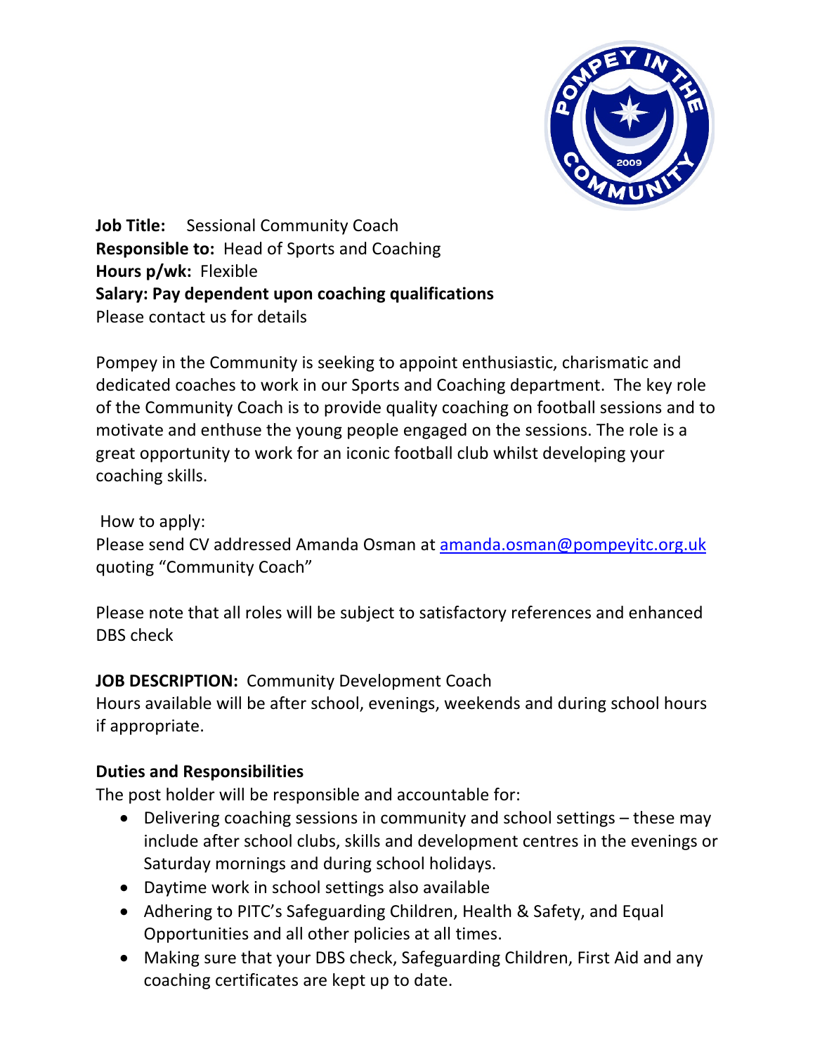**Job Title:** Sessional Community Coach
**Responsible to:** Head of Sports and Coaching
**Hours p/wk:** Flexible
**Salary: Pay dependent upon coaching qualifications**
Please contact us for details

Pompey in the Community is seeking to appoint enthusiastic, charismatic and dedicated coaches to work in our Sports and Coaching department. The key role of the Community Coach is to provide quality coaching on football sessions and to motivate and enthuse the young people engaged on the sessions. The role is a great opportunity to work for an iconic football club whilst developing your coaching skills.

How to apply:
Please send CV addressed Amanda Osman at [amanda.osman@pompeyitc.org.uk](mailto:amanda.osman@pompeyitc.org.uk) quoting "Community Coach"

Please note that all roles will be subject to satisfactory references and enhanced DBS check

**JOB DESCRIPTION:** Community Development Coach
Hours available will be after school, evenings, weekends and during school hours if appropriate.

**Duties and Responsibilities**
The post holder will be responsible and accountable for:

- Delivering coaching sessions in community and school settings – these may include after school clubs, skills and development centres in the evenings or Saturday mornings and during school holidays.
- Daytime work in school settings also available
- Adhering to PITC's Safeguarding Children, Health & Safety, and Equal Opportunities and all other policies at all times.
- Making sure that your DBS check, Safeguarding Children, First Aid and any coaching certificates are kept up to date.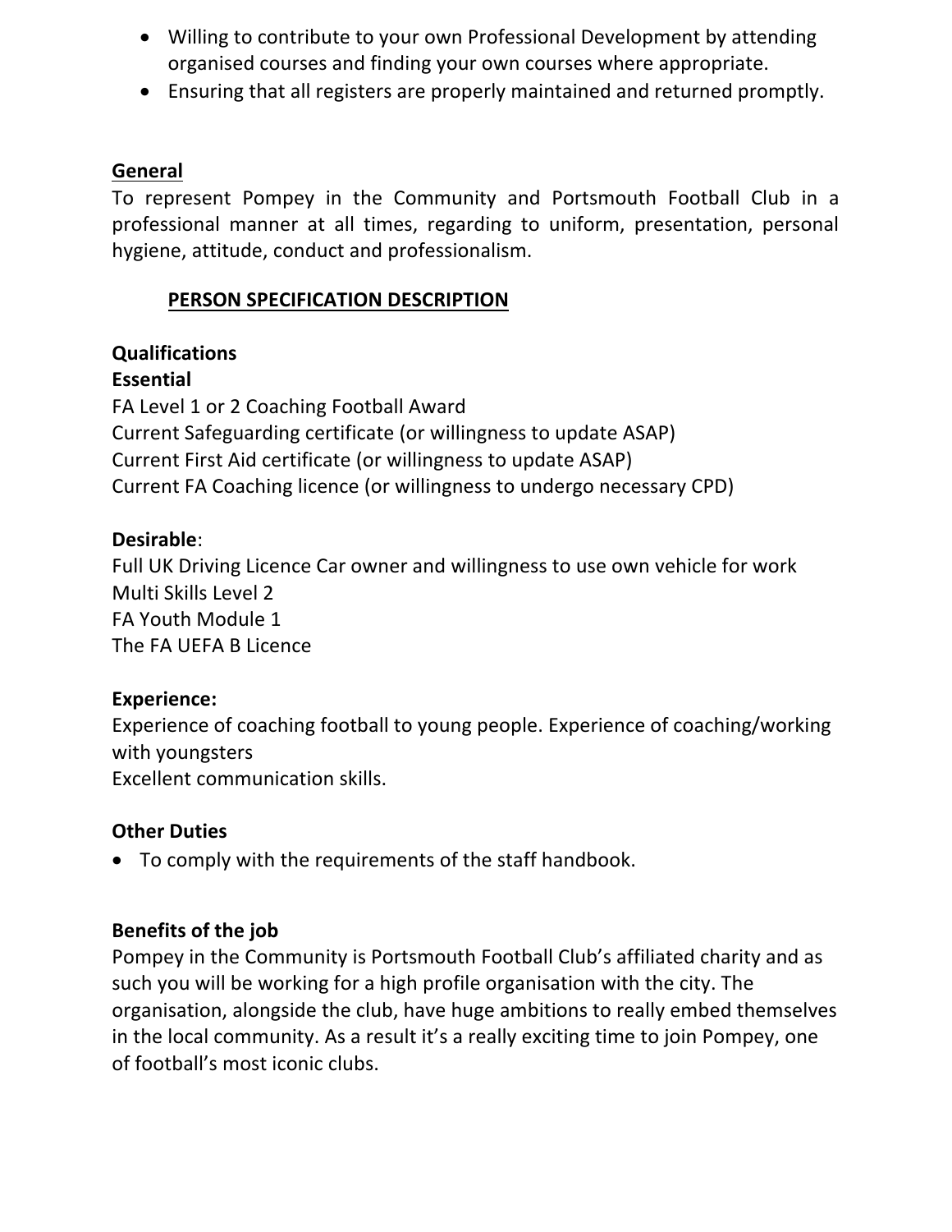- Willing to contribute to your own Professional Development by attending organised courses and finding your own courses where appropriate.
- Ensuring that all registers are properly maintained and returned promptly.

**General**

To represent Pompey in the Community and Portsmouth Football Club in a professional manner at all times, regarding to uniform, presentation, personal hygiene, attitude, conduct and professionalism.

## PERSON SPECIFICATION DESCRIPTION

**Qualifications**

**Essential**

FA Level 1 or 2 Coaching Football Award
Current Safeguarding certificate (or willingness to update ASAP)
Current First Aid certificate (or willingness to update ASAP)
Current FA Coaching licence (or willingness to undergo necessary CPD)

**Desirable**:

Full UK Driving Licence Car owner and willingness to use own vehicle for work
Multi Skills Level 2
FA Youth Module 1
The FA UEFA B Licence

**Experience:**

Experience of coaching football to young people. Experience of coaching/working with youngsters
Excellent communication skills.

**Other Duties**

- To comply with the requirements of the staff handbook.

**Benefits of the job**

Pompey in the Community is Portsmouth Football Club's affiliated charity and as such you will be working for a high profile organisation with the city. The organisation, alongside the club, have huge ambitions to really embed themselves in the local community. As a result it's a really exciting time to join Pompey, one of football's most iconic clubs.